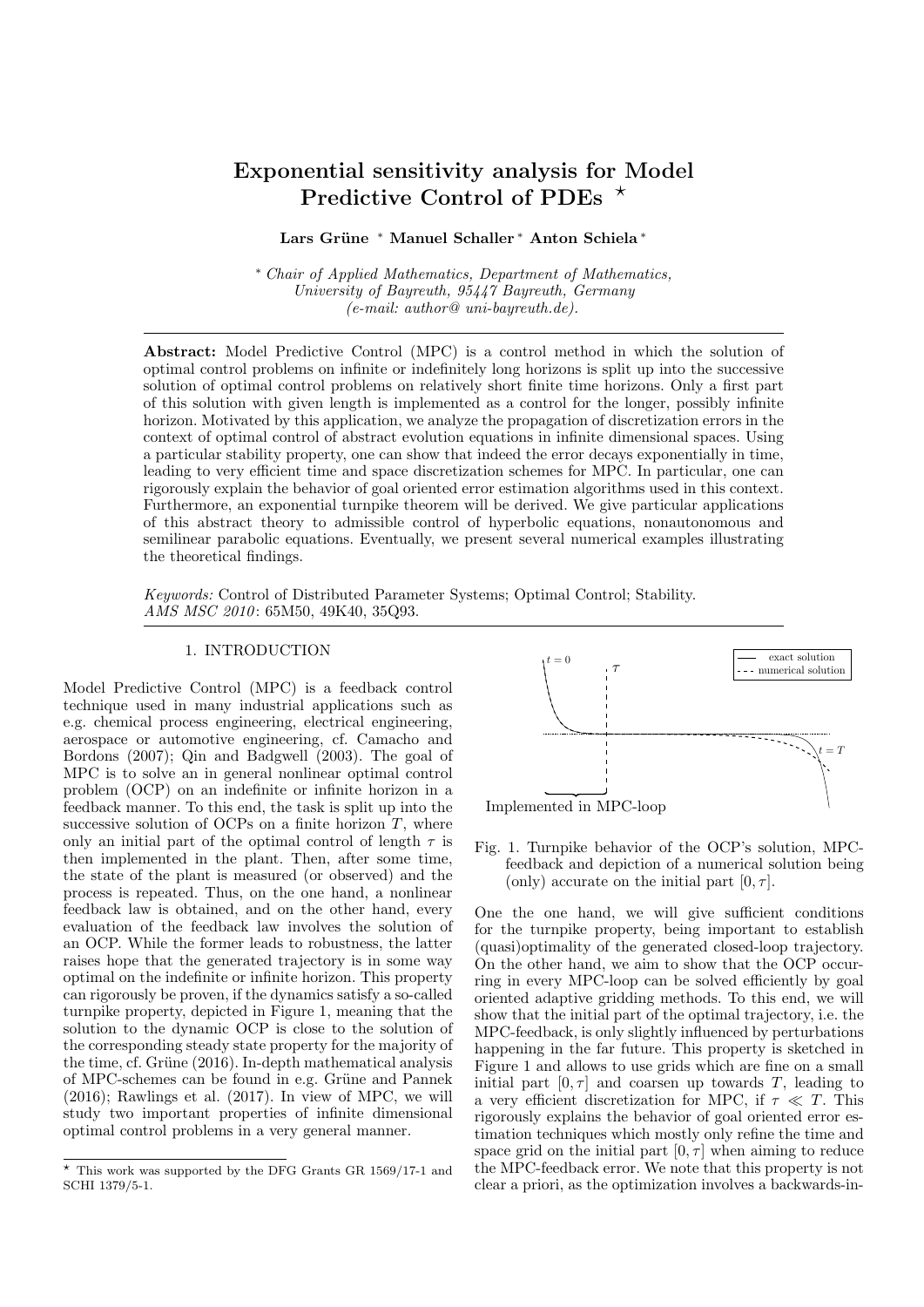# Exponential sensitivity analysis for Model Predictive Control of PDEs ⋆

**Lars Grüne** * **Manuel Schaller** * **Anton Schiela** *

\* *Chair of Applied Mathematics, Department of Mathematics, University of Bayreuth, 95447 Bayreuth, Germany (e-mail: author@ uni-bayreuth.de).*

**Abstract:** Model Predictive Control (MPC) is a control method in which the solution of optimal control problems on infinite or indefinitely long horizons is split up into the successive solution of optimal control problems on relatively short finite time horizons. Only a first part of this solution with given length is implemented as a control for the longer, possibly infinite horizon. Motivated by this application, we analyze the propagation of discretization errors in the context of optimal control of abstract evolution equations in infinite dimensional spaces. Using a particular stability property, one can show that indeed the error decays exponentially in time, leading to very efficient time and space discretization schemes for MPC. In particular, one can rigorously explain the behavior of goal oriented error estimation algorithms used in this context. Furthermore, an exponential turnpike theorem will be derived. We give particular applications of this abstract theory to admissible control of hyperbolic equations, nonautonomous and semilinear parabolic equations. Eventually, we present several numerical examples illustrating the theoretical findings.

*Keywords:* Control of Distributed Parameter Systems; Optimal Control; Stability.
*AMS MSC 2010*: 65M50, 49K40, 35Q93.

## 1. INTRODUCTION

Model Predictive Control (MPC) is a feedback control technique used in many industrial applications such as e.g. chemical process engineering, electrical engineering, aerospace or automotive engineering, cf. Camacho and Bordons (2007); Qin and Badgwell (2003). The goal of MPC is to solve an in general nonlinear optimal control problem (OCP) on an indefinite or infinite horizon in a feedback manner. To this end, the task is split up into the successive solution of OCPs on a finite horizon $T$, where only an initial part of the optimal control of length $\tau$ is then implemented in the plant. Then, after some time, the state of the plant is measured (or observed) and the process is repeated. Thus, on the one hand, a nonlinear feedback law is obtained, and on the other hand, every evaluation of the feedback law involves the solution of an OCP. While the former leads to robustness, the latter raises hope that the generated trajectory is in some way optimal on the indefinite or infinite horizon. This property can rigorously be proven, if the dynamics satisfy a so-called turnpike property, depicted in Figure 1, meaning that the solution to the dynamic OCP is close to the solution of the corresponding steady state property for the majority of the time, cf. Grüne (2016). In-depth mathematical analysis of MPC-schemes can be found in e.g. Grüne and Pannek (2016); Rawlings et al. (2017). In view of MPC, we will study two important properties of infinite dimensional optimal control problems in a very general manner.

Fig. 1. Turnpike behavior of the OCP's solution, MPC-feedback and depiction of a numerical solution being (only) accurate on the initial part $[0, \tau]$.

One the one hand, we will give sufficient conditions for the turnpike property, being important to establish (quasi)optimality of the generated closed-loop trajectory. On the other hand, we aim to show that the OCP occurring in every MPC-loop can be solved efficiently by goal oriented adaptive gridding methods. To this end, we will show that the initial part of the optimal trajectory, i.e. the MPC-feedback, is only slightly influenced by perturbations happening in the far future. This property is sketched in Figure 1 and allows to use grids which are fine on a small initial part $[0, \tau]$ and coarsen up towards $T$, leading to a very efficient discretization for MPC, if $\tau \ll T$. This rigorously explains the behavior of goal oriented error estimation techniques which mostly only refine the time and space grid on the initial part $[0, \tau]$ when aiming to reduce the MPC-feedback error. We note that this property is not clear a priori, as the optimization involves a backwards-in-

⋆ This work was supported by the DFG Grants GR 1569/17-1 and SCHI 1379/5-1.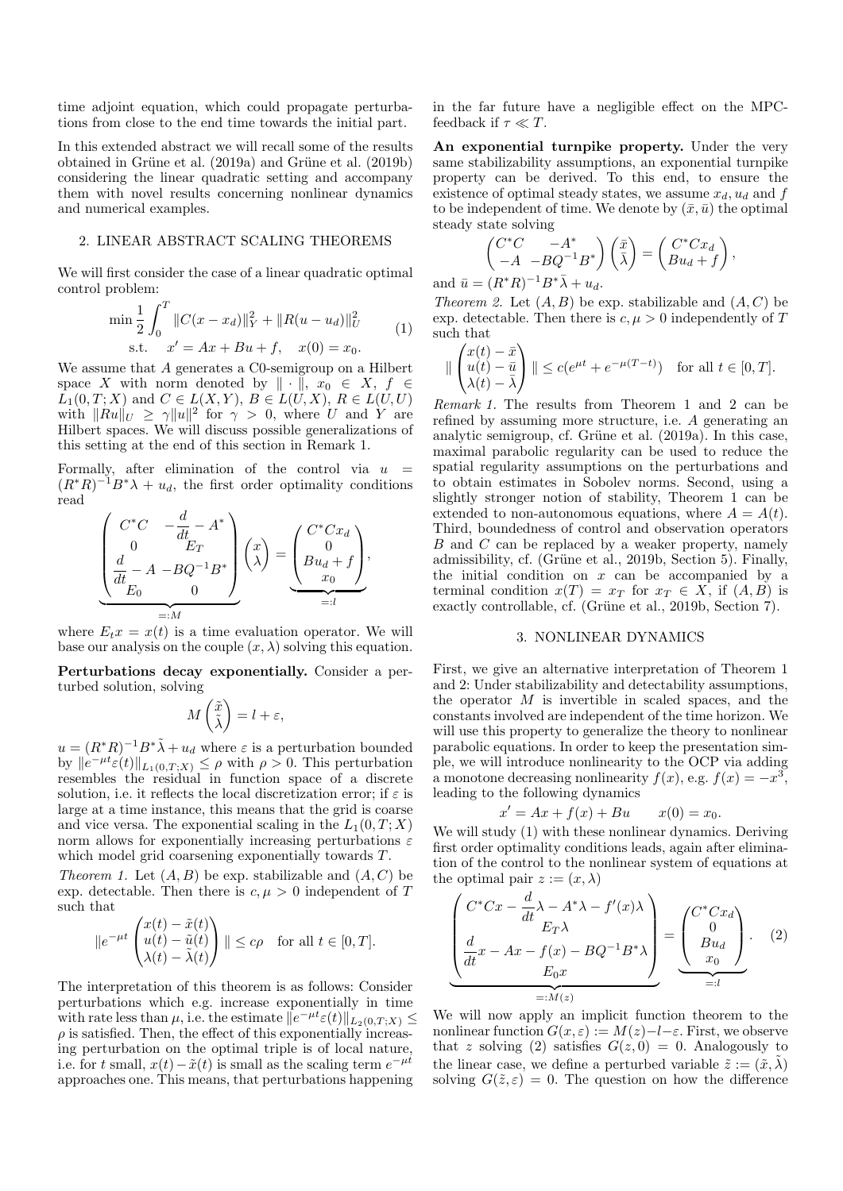time adjoint equation, which could propagate perturbations from close to the end time towards the initial part.

In this extended abstract we will recall some of the results obtained in Grüne et al. (2019a) and Grüne et al. (2019b) considering the linear quadratic setting and accompany them with novel results concerning nonlinear dynamics and numerical examples.

## 2. LINEAR ABSTRACT SCALING THEOREMS

We will first consider the case of a linear quadratic optimal control problem:

$$
\begin{aligned}
\min \frac{1}{2}\int_0^T \|C(x-x_d)\|_Y^2 + \|R(u-u_d)\|_U^2 \\
\text{s.t.} \quad x' = Ax + Bu + f, \quad x(0) = x_0.
\end{aligned} \tag{1}
$$

We assume that $A$ generates a C0-semigroup on a Hilbert space $X$ with norm denoted by $\|\cdot\|$, $x_0 \in X$, $f \in L_1(0,T;X)$ and $C \in L(X,Y)$, $B \in L(U,X)$, $R \in L(U,U)$ with $\|Ru\|_U \geq \gamma\|u\|^2$ for $\gamma > 0$, where $U$ and $Y$ are Hilbert spaces. We will discuss possible generalizations of this setting at the end of this section in Remark 1.

Formally, after elimination of the control via $u = (R^*R)^{-1}B^*\lambda + u_d$, the first order optimality conditions read

$$
\underbrace{\begin{pmatrix} C^*C & -\frac{d}{dt} - A^* \\ 0 & E_T \\ \frac{d}{dt} - A & -BQ^{-1}B^* \\ E_0 & 0 \end{pmatrix}}_{=:M} \begin{pmatrix} x \\ \lambda \end{pmatrix} = \underbrace{\begin{pmatrix} C^*Cx_d \\ 0 \\ Bu_d + f \\ x_0 \end{pmatrix}}_{=:l},
$$

where $E_t x = x(t)$ is a time evaluation operator. We will base our analysis on the couple $(x,\lambda)$ solving this equation.

**Perturbations decay exponentially.** Consider a perturbed solution, solving

$$
M\begin{pmatrix} \tilde{x} \\ \tilde{\lambda} \end{pmatrix} = l + \varepsilon,
$$

$u = (R^*R)^{-1}B^*\tilde{\lambda} + u_d$ where $\varepsilon$ is a perturbation bounded by $\|e^{-\mu t}\varepsilon(t)\|_{L_1(0,T;X)} \leq \rho$ with $\rho > 0$. This perturbation resembles the residual in function space of a discrete solution, i.e. it reflects the local discretization error; if $\varepsilon$ is large at a time instance, this means that the grid is coarse and vice versa. The exponential scaling in the $L_1(0,T;X)$ norm allows for exponentially increasing perturbations $\varepsilon$ which model grid coarsening exponentially towards $T$.

*Theorem 1.* Let $(A,B)$ be exp. stabilizable and $(A,C)$ be exp. detectable. Then there is $c,\mu > 0$ independent of $T$ such that

$$
\|e^{-\mu t}\begin{pmatrix} x(t) - \tilde{x}(t) \\ u(t) - \tilde{u}(t) \\ \lambda(t) - \tilde{\lambda}(t) \end{pmatrix}\| \leq c\rho \quad \text{for all } t \in [0,T].
$$

The interpretation of this theorem is as follows: Consider perturbations which e.g. increase exponentially in time with rate less than $\mu$, i.e. the estimate $\|e^{-\mu t}\varepsilon(t)\|_{L_2(0,T;X)} \leq \rho$ is satisfied. Then, the effect of this exponentially increasing perturbation on the optimal triple is of local nature, i.e. for $t$ small, $x(t) - \tilde{x}(t)$ is small as the scaling term $e^{-\mu t}$ approaches one. This means, that perturbations happening in the far future have a negligible effect on the MPC-feedback if $\tau \ll T$.

**An exponential turnpike property.** Under the very same stabilizability assumptions, an exponential turnpike property can be derived. To this end, to ensure the existence of optimal steady states, we assume $x_d, u_d$ and $f$ to be independent of time. We denote by $(\bar{x},\bar{u})$ the optimal steady state solving

$$
\begin{pmatrix} C^*C & -A^* \\ -A & -BQ^{-1}B^* \end{pmatrix}\begin{pmatrix} \bar{x} \\ \bar{\lambda} \end{pmatrix} = \begin{pmatrix} C^*Cx_d \\ Bu_d + f \end{pmatrix},
$$

and $\bar{u} = (R^*R)^{-1}B^*\bar{\lambda} + u_d$.

*Theorem 2.* Let $(A,B)$ be exp. stabilizable and $(A,C)$ be exp. detectable. Then there is $c,\mu > 0$ independently of $T$ such that

$$
\|\begin{pmatrix} x(t) - \bar{x} \\ u(t) - \bar{u} \\ \lambda(t) - \bar{\lambda} \end{pmatrix}\| \leq c(e^{\mu t} + e^{-\mu(T-t)}) \quad \text{for all } t \in [0,T].
$$

*Remark 1.* The results from Theorem 1 and 2 can be refined by assuming more structure, i.e. $A$ generating an analytic semigroup, cf. Grüne et al. (2019a). In this case, maximal parabolic regularity can be used to reduce the spatial regularity assumptions on the perturbations and to obtain estimates in Sobolev norms. Second, using a slightly stronger notion of stability, Theorem 1 can be extended to non-autonomous equations, where $A = A(t)$. Third, boundedness of control and observation operators $B$ and $C$ can be replaced by a weaker property, namely admissibility, cf. (Grüne et al., 2019b, Section 5). Finally, the initial condition on $x$ can be accompanied by a terminal condition $x(T) = x_T$ for $x_T \in X$, if $(A,B)$ is exactly controllable, cf. (Grüne et al., 2019b, Section 7).

## 3. NONLINEAR DYNAMICS

First, we give an alternative interpretation of Theorem 1 and 2: Under stabilizability and detectability assumptions, the operator $M$ is invertible in scaled spaces, and the constants involved are independent of the time horizon. We will use this property to generalize the theory to nonlinear parabolic equations. In order to keep the presentation simple, we will introduce nonlinearity to the OCP via adding a monotone decreasing nonlinearity $f(x)$, e.g. $f(x) = -x^3$, leading to the following dynamics

$$
x' = Ax + f(x) + Bu \qquad x(0) = x_0.
$$

We will study (1) with these nonlinear dynamics. Deriving first order optimality conditions leads, again after elimination of the control to the nonlinear system of equations at the optimal pair $z := (x,\lambda)$

$$
\underbrace{\begin{pmatrix} C^*Cx - \frac{d}{dt}\lambda - A^*\lambda - f'(x)\lambda \\ E_T\lambda \\ \frac{d}{dt}x - Ax - f(x) - BQ^{-1}B^*\lambda \\ E_0 x \end{pmatrix}}_{=:M(z)} = \underbrace{\begin{pmatrix} C^*Cx_d \\ 0 \\ Bu_d \\ x_0 \end{pmatrix}}_{=:l}. \tag{2}
$$

We will now apply an implicit function theorem to the nonlinear function $G(x,\varepsilon) := M(z) - l - \varepsilon$. First, we observe that $z$ solving (2) satisfies $G(z,0) = 0$. Analogously to the linear case, we define a perturbed variable $\tilde{z} := (\tilde{x},\tilde{\lambda})$ solving $G(\tilde{z},\varepsilon) = 0$. The question on how the difference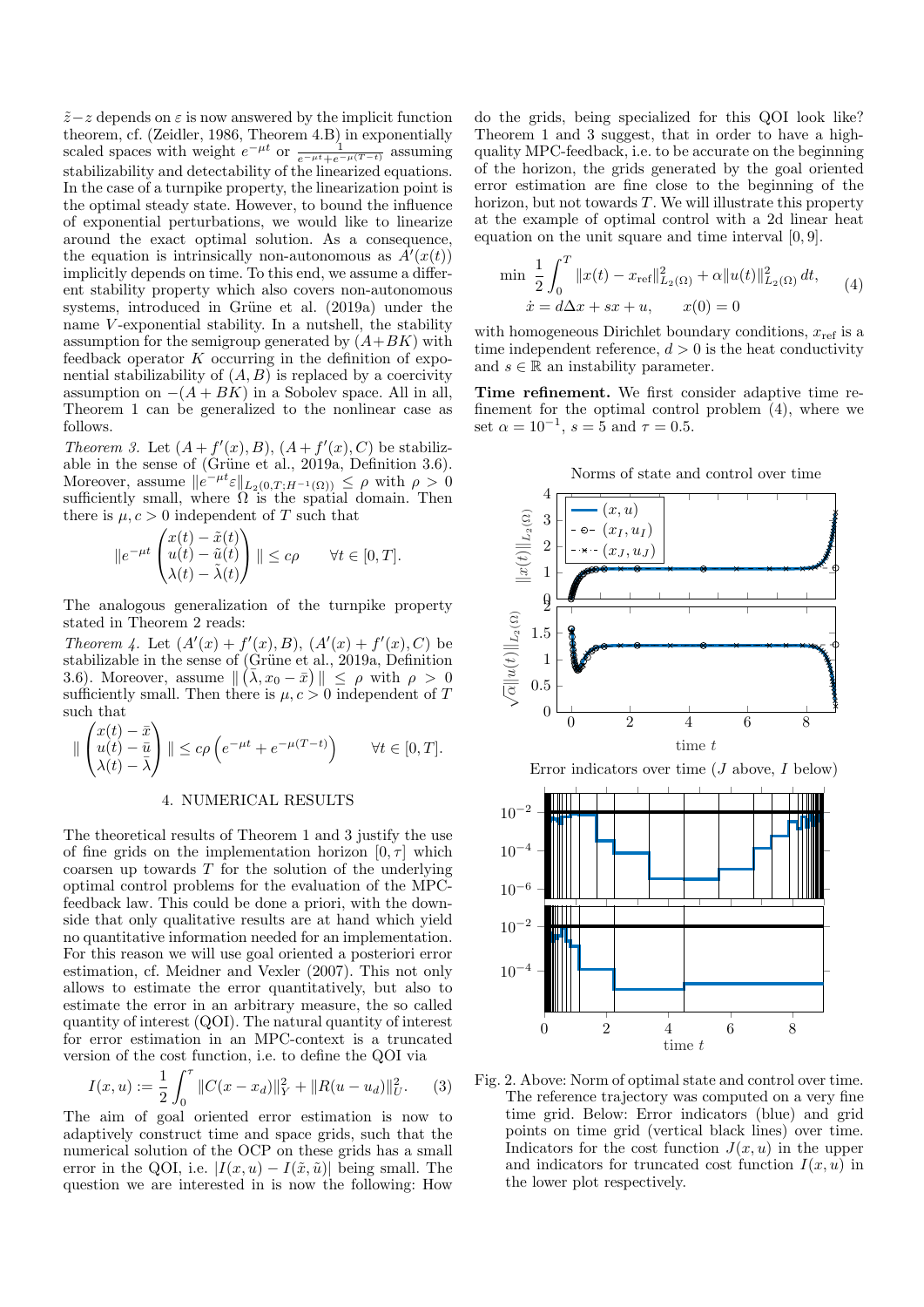$\tilde{z}-z$ depends on $\varepsilon$ is now answered by the implicit function theorem, cf. (Zeidler, 1986, Theorem 4.B) in exponentially scaled spaces with weight $e^{-\mu t}$ or $\frac{1}{e^{-\mu t}+e^{-\mu(T-t)}}$ assuming stabilizability and detectability of the linearized equations. In the case of a turnpike property, the linearization point is the optimal steady state. However, to bound the influence of exponential perturbations, we would like to linearize around the exact optimal solution. As a consequence, the equation is intrinsically non-autonomous as $A'(x(t))$ implicitly depends on time. To this end, we assume a different stability property which also covers non-autonomous systems, introduced in Grüne et al. (2019a) under the name $V$-exponential stability. In a nutshell, the stability assumption for the semigroup generated by $(A+BK)$ with feedback operator $K$ occurring in the definition of exponential stabilizability of $(A,B)$ is replaced by a coercivity assumption on $-(A+BK)$ in a Sobolev space. All in all, Theorem 1 can be generalized to the nonlinear case as follows.

*Theorem 3.* Let $(A+f'(x),B)$, $(A+f'(x),C)$ be stabilizable in the sense of (Grüne et al., 2019a, Definition 3.6). Moreover, assume $\|e^{-\mu t}\varepsilon\|_{L_2(0,T;H^{-1}(\Omega))} \leq \rho$ with $\rho > 0$ sufficiently small, where $\Omega$ is the spatial domain. Then there is $\mu, c > 0$ independent of $T$ such that

$$\|e^{-\mu t}\begin{pmatrix} x(t)-\tilde{x}(t) \\ u(t)-\tilde{u}(t) \\ \lambda(t)-\tilde{\lambda}(t)\end{pmatrix}\| \leq c\rho \qquad \forall t\in[0,T].$$

The analogous generalization of the turnpike property stated in Theorem 2 reads:

*Theorem 4.* Let $(A'(x)+f'(x),B)$, $(A'(x)+f'(x),C)$ be stabilizable in the sense of (Grüne et al., 2019a, Definition 3.6). Moreover, assume $\|\left(\bar{\lambda}, x_0-\bar{x}\right)\| \leq \rho$ with $\rho > 0$ sufficiently small. Then there is $\mu, c > 0$ independent of $T$ such that

$$\|\begin{pmatrix} x(t)-\bar{x} \\ u(t)-\bar{u} \\ \lambda(t)-\bar{\lambda}\end{pmatrix}\| \leq c\rho\left(e^{-\mu t}+e^{-\mu(T-t)}\right) \qquad \forall t\in[0,T].$$

## 4. NUMERICAL RESULTS

The theoretical results of Theorem 1 and 3 justify the use of fine grids on the implementation horizon $[0,\tau]$ which coarsen up towards $T$ for the solution of the underlying optimal control problems for the evaluation of the MPC-feedback law. This could be done a priori, with the downside that only qualitative results are at hand which yield no quantitative information needed for an implementation. For this reason we will use goal oriented a posteriori error estimation, cf. Meidner and Vexler (2007). This not only allows to estimate the error quantitatively, but also to estimate the error in an arbitrary measure, the so called quantity of interest (QOI). The natural quantity of interest for error estimation in an MPC-context is a truncated version of the cost function, i.e. to define the QOI via

$$I(x,u) := \frac{1}{2}\int_0^\tau \|C(x-x_d)\|_Y^2 + \|R(u-u_d)\|_U^2. \qquad (3)$$

The aim of goal oriented error estimation is now to adaptively construct time and space grids, such that the numerical solution of the OCP on these grids has a small error in the QOI, i.e. $|I(x,u)-I(\tilde{x},\tilde{u})|$ being small. The question we are interested in is now the following: How do the grids, being specialized for this QOI look like? Theorem 1 and 3 suggest, that in order to have a high-quality MPC-feedback, i.e. to be accurate on the beginning of the horizon, the grids generated by the goal oriented error estimation are fine close to the beginning of the horizon, but not towards $T$. We will illustrate this property at the example of optimal control with a 2d linear heat equation on the unit square and time interval $[0,9]$.

$$\begin{aligned} \min\ \frac{1}{2}\int_0^T \|x(t)-x_{\text{ref}}\|_{L_2(\Omega)}^2 + \alpha\|u(t)\|_{L_2(\Omega)}^2\,dt, \\ \dot{x} = d\Delta x + sx + u, \qquad x(0)=0 \end{aligned} \qquad (4)$$

with homogeneous Dirichlet boundary conditions, $x_{\text{ref}}$ is a time independent reference, $d>0$ is the heat conductivity and $s\in\mathbb{R}$ an instability parameter.

**Time refinement.** We first consider adaptive time refinement for the optimal control problem (4), where we set $\alpha = 10^{-1}$, $s=5$ and $\tau = 0.5$.

Fig. 2. Above: Norm of optimal state and control over time. The reference trajectory was computed on a very fine time grid. Below: Error indicators (blue) and grid points on time grid (vertical black lines) over time. Indicators for the cost function $J(x,u)$ in the upper and indicators for truncated cost function $I(x,u)$ in the lower plot respectively.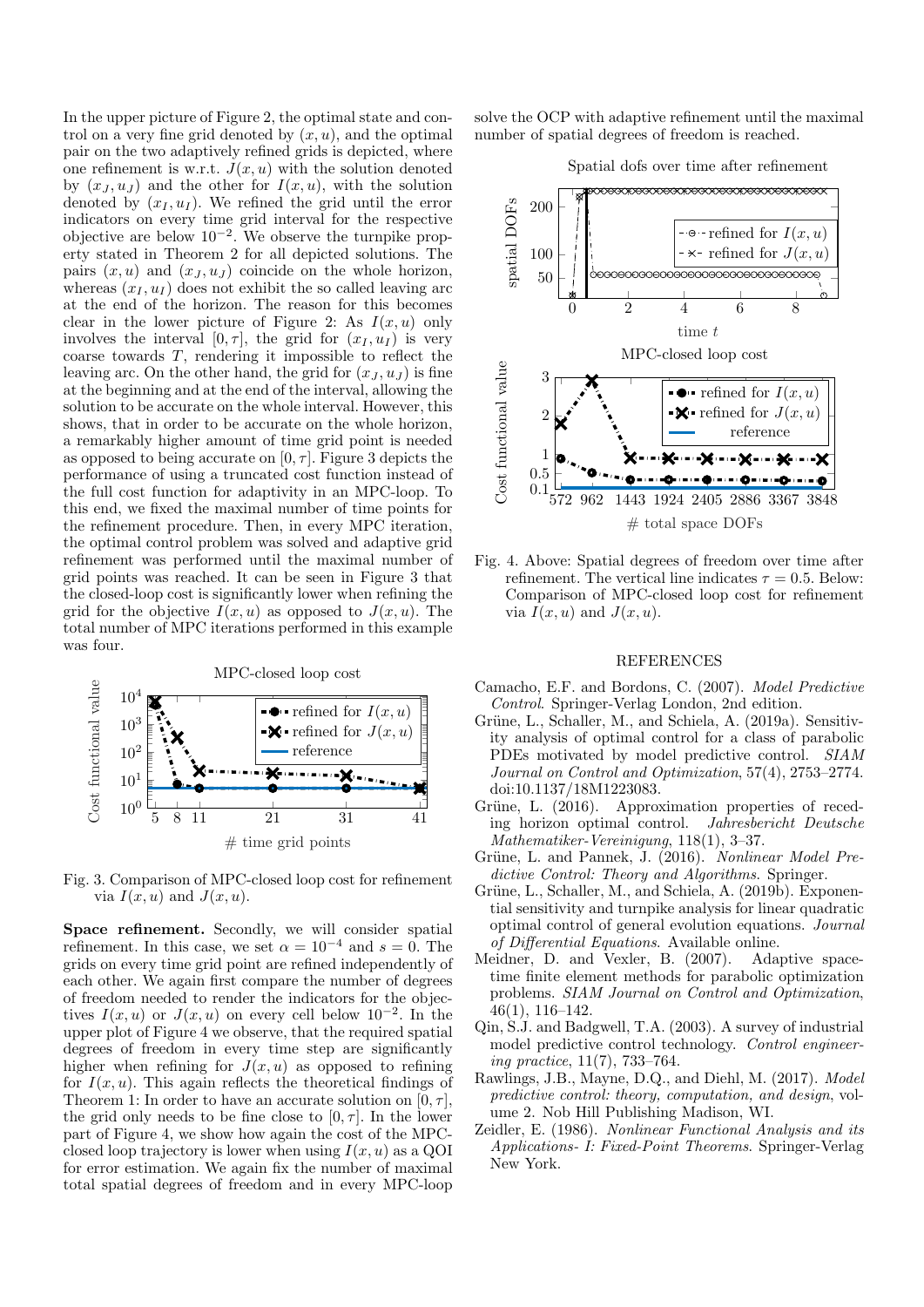In the upper picture of Figure 2, the optimal state and control on a very fine grid denoted by $(x, u)$, and the optimal pair on the two adaptively refined grids is depicted, where one refinement is w.r.t. $J(x, u)$ with the solution denoted by $(x_J, u_J)$ and the other for $I(x, u)$, with the solution denoted by $(x_I, u_I)$. We refined the grid until the error indicators on every time grid interval for the respective objective are below $10^{-2}$. We observe the turnpike property stated in Theorem 2 for all depicted solutions. The pairs $(x, u)$ and $(x_J, u_J)$ coincide on the whole horizon, whereas $(x_I, u_I)$ does not exhibit the so called leaving arc at the end of the horizon. The reason for this becomes clear in the lower picture of Figure 2: As $I(x, u)$ only involves the interval $[0, \tau]$, the grid for $(x_I, u_I)$ is very coarse towards $T$, rendering it impossible to reflect the leaving arc. On the other hand, the grid for $(x_J, u_J)$ is fine at the beginning and at the end of the interval, allowing the solution to be accurate on the whole interval. However, this shows, that in order to be accurate on the whole horizon, a remarkably higher amount of time grid point is needed as opposed to being accurate on $[0, \tau]$. Figure 3 depicts the performance of using a truncated cost function instead of the full cost function for adaptivity in an MPC-loop. To this end, we fixed the maximal number of time points for the refinement procedure. Then, in every MPC iteration, the optimal control problem was solved and adaptive grid refinement was performed until the maximal number of grid points was reached. It can be seen in Figure 3 that the closed-loop cost is significantly lower when refining the grid for the objective $I(x, u)$ as opposed to $J(x, u)$. The total number of MPC iterations performed in this example was four.

MPC-closed loop cost

Cost functional value

$10^4$
$10^3$
$10^2$
$10^1$
$10^0$

5 8 11 21 31 41

\# time grid points

refined for $I(x, u)$
refined for $J(x, u)$
reference

Fig. 3. Comparison of MPC-closed loop cost for refinement via $I(x, u)$ and $J(x, u)$.

**Space refinement.** Secondly, we will consider spatial refinement. In this case, we set $\alpha = 10^{-4}$ and $s = 0$. The grids on every time grid point are refined independently of each other. We again first compare the number of degrees of freedom needed to render the indicators for the objectives $I(x, u)$ or $J(x, u)$ on every cell below $10^{-2}$. In the upper plot of Figure 4 we observe, that the required spatial degrees of freedom in every time step are significantly higher when refining for $J(x, u)$ as opposed to refining for $I(x, u)$. This again reflects the theoretical findings of Theorem 1: In order to have an accurate solution on $[0, \tau]$, the grid only needs to be fine close to $[0, \tau]$. In the lower part of Figure 4, we show how again the cost of the MPC-closed loop trajectory is lower when using $I(x, u)$ as a QOI for error estimation. We again fix the number of maximal total spatial degrees of freedom and in every MPC-loop solve the OCP with adaptive refinement until the maximal number of spatial degrees of freedom is reached.

Spatial dofs over time after refinement

spatial DOFs

200
100
50

0 2 4 6 8

time $t$

refined for $I(x, u)$
refined for $J(x, u)$

MPC-closed loop cost

Cost functional value

3
2
1
0.5
0.1

572 962 1443 1924 2405 2886 3367 3848

\# total space DOFs

refined for $I(x, u)$
refined for $J(x, u)$
reference

Fig. 4. Above: Spatial degrees of freedom over time after refinement. The vertical line indicates $\tau = 0.5$. Below: Comparison of MPC-closed loop cost for refinement via $I(x, u)$ and $J(x, u)$.

## REFERENCES

Camacho, E.F. and Bordons, C. (2007). *Model Predictive Control*. Springer-Verlag London, 2nd edition.

Grüne, L., Schaller, M., and Schiela, A. (2019a). Sensitivity analysis of optimal control for a class of parabolic PDEs motivated by model predictive control. *SIAM Journal on Control and Optimization*, 57(4), 2753–2774. doi:10.1137/18M1223083.

Grüne, L. (2016). Approximation properties of receding horizon optimal control. *Jahresbericht Deutsche Mathematiker-Vereinigung*, 118(1), 3–37.

Grüne, L. and Pannek, J. (2016). *Nonlinear Model Predictive Control: Theory and Algorithms*. Springer.

Grüne, L., Schaller, M., and Schiela, A. (2019b). Exponential sensitivity and turnpike analysis for linear quadratic optimal control of general evolution equations. *Journal of Differential Equations*. Available online.

Meidner, D. and Vexler, B. (2007). Adaptive space-time finite element methods for parabolic optimization problems. *SIAM Journal on Control and Optimization*, 46(1), 116–142.

Qin, S.J. and Badgwell, T.A. (2003). A survey of industrial model predictive control technology. *Control engineering practice*, 11(7), 733–764.

Rawlings, J.B., Mayne, D.Q., and Diehl, M. (2017). *Model predictive control: theory, computation, and design*, volume 2. Nob Hill Publishing Madison, WI.

Zeidler, E. (1986). *Nonlinear Functional Analysis and its Applications- I: Fixed-Point Theorems*. Springer-Verlag New York.